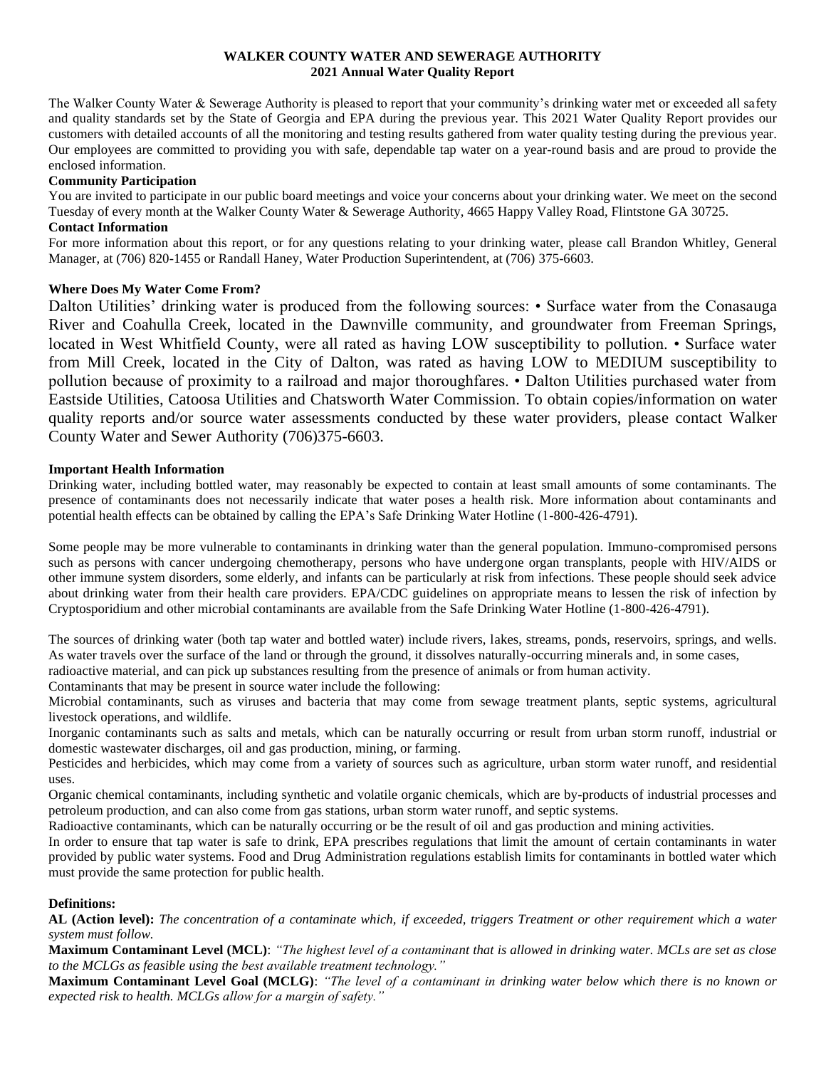**WALKER COUNTY WATER AND SEWERAGE AUTHORITY**
**2021 Annual Water Quality Report**

The Walker County Water & Sewerage Authority is pleased to report that your community's drinking water met or exceeded all safety and quality standards set by the State of Georgia and EPA during the previous year. This 2021 Water Quality Report provides our customers with detailed accounts of all the monitoring and testing results gathered from water quality testing during the previous year. Our employees are committed to providing you with safe, dependable tap water on a year-round basis and are proud to provide the enclosed information.

**Community Participation**

You are invited to participate in our public board meetings and voice your concerns about your drinking water. We meet on the second Tuesday of every month at the Walker County Water & Sewerage Authority, 4665 Happy Valley Road, Flintstone GA 30725.

**Contact Information**

For more information about this report, or for any questions relating to your drinking water, please call Brandon Whitley, General Manager, at (706) 820-1455 or Randall Haney, Water Production Superintendent, at (706) 375-6603.

**Where Does My Water Come From?**

Dalton Utilities' drinking water is produced from the following sources: • Surface water from the Conasauga River and Coahulla Creek, located in the Dawnville community, and groundwater from Freeman Springs, located in West Whitfield County, were all rated as having LOW susceptibility to pollution. • Surface water from Mill Creek, located in the City of Dalton, was rated as having LOW to MEDIUM susceptibility to pollution because of proximity to a railroad and major thoroughfares. • Dalton Utilities purchased water from Eastside Utilities, Catoosa Utilities and Chatsworth Water Commission. To obtain copies/information on water quality reports and/or source water assessments conducted by these water providers, please contact Walker County Water and Sewer Authority (706)375-6603.

**Important Health Information**

Drinking water, including bottled water, may reasonably be expected to contain at least small amounts of some contaminants. The presence of contaminants does not necessarily indicate that water poses a health risk. More information about contaminants and potential health effects can be obtained by calling the EPA's Safe Drinking Water Hotline (1-800-426-4791).

Some people may be more vulnerable to contaminants in drinking water than the general population. Immuno-compromised persons such as persons with cancer undergoing chemotherapy, persons who have undergone organ transplants, people with HIV/AIDS or other immune system disorders, some elderly, and infants can be particularly at risk from infections. These people should seek advice about drinking water from their health care providers. EPA/CDC guidelines on appropriate means to lessen the risk of infection by Cryptosporidium and other microbial contaminants are available from the Safe Drinking Water Hotline (1-800-426-4791).

The sources of drinking water (both tap water and bottled water) include rivers, lakes, streams, ponds, reservoirs, springs, and wells. As water travels over the surface of the land or through the ground, it dissolves naturally-occurring minerals and, in some cases, radioactive material, and can pick up substances resulting from the presence of animals or from human activity.

Contaminants that may be present in source water include the following:

Microbial contaminants, such as viruses and bacteria that may come from sewage treatment plants, septic systems, agricultural livestock operations, and wildlife.

Inorganic contaminants such as salts and metals, which can be naturally occurring or result from urban storm runoff, industrial or domestic wastewater discharges, oil and gas production, mining, or farming.

Pesticides and herbicides, which may come from a variety of sources such as agriculture, urban storm water runoff, and residential uses.

Organic chemical contaminants, including synthetic and volatile organic chemicals, which are by-products of industrial processes and petroleum production, and can also come from gas stations, urban storm water runoff, and septic systems.

Radioactive contaminants, which can be naturally occurring or be the result of oil and gas production and mining activities.

In order to ensure that tap water is safe to drink, EPA prescribes regulations that limit the amount of certain contaminants in water provided by public water systems. Food and Drug Administration regulations establish limits for contaminants in bottled water which must provide the same protection for public health.

**Definitions:**

**AL (Action level):** *The concentration of a contaminate which, if exceeded, triggers Treatment or other requirement which a water system must follow.*

**Maximum Contaminant Level (MCL)**: *"The highest level of a contaminant that is allowed in drinking water. MCLs are set as close to the MCLGs as feasible using the best available treatment technology."*

**Maximum Contaminant Level Goal (MCLG)**: *"The level of a contaminant in drinking water below which there is no known or expected risk to health. MCLGs allow for a margin of safety."*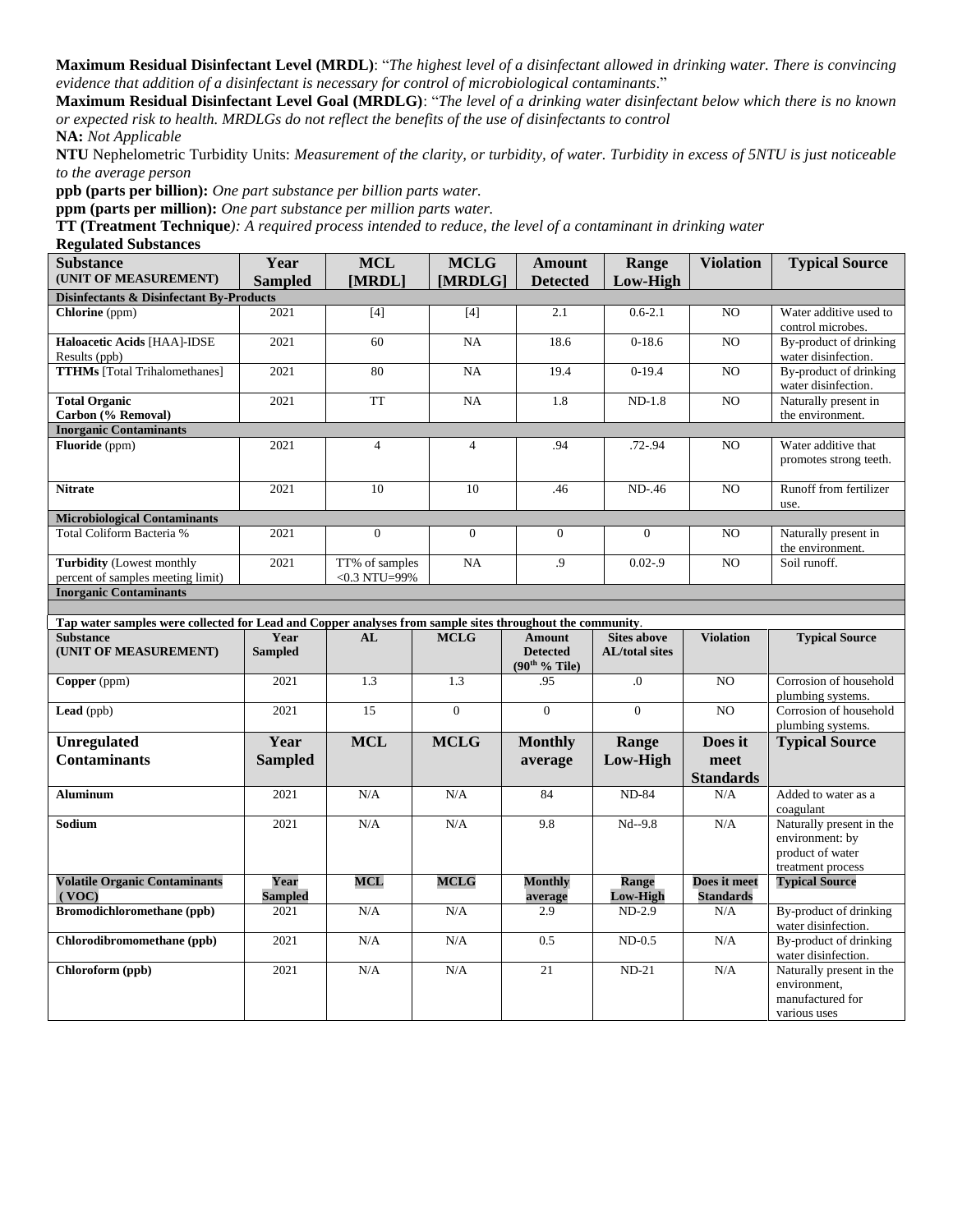**Maximum Residual Disinfectant Level (MRDL)**: "*The highest level of a disinfectant allowed in drinking water. There is convincing evidence that addition of a disinfectant is necessary for control of microbiological contaminants*."

**Maximum Residual Disinfectant Level Goal (MRDLG)**: "*The level of a drinking water disinfectant below which there is no known or expected risk to health. MRDLGs do not reflect the benefits of the use of disinfectants to control*

**NA:** *Not Applicable*

**NTU** Nephelometric Turbidity Units: *Measurement of the clarity, or turbidity, of water. Turbidity in excess of 5NTU is just noticeable to the average person*

**ppb (parts per billion):** *One part substance per billion parts water.*

**ppm (parts per million):** *One part substance per million parts water.*

**TT (Treatment Technique***): A required process intended to reduce, the level of a contaminant in drinking water*

**Regulated Substances**

| Substance (UNIT OF MEASUREMENT) | Year Sampled | MCL [MRDL] | MCLG [MRDLG] | Amount Detected | Range Low-High | Violation | Typical Source |
|---|---|---|---|---|---|---|---|
| **Disinfectants & Disinfectant By-Products** | | | | | | | |
| **Chlorine** (ppm) | 2021 | [4] | [4] | 2.1 | 0.6-2.1 | NO | Water additive used to control microbes. |
| **Haloacetic Acids** [HAA]-IDSE Results (ppb) | 2021 | 60 | NA | 18.6 | 0-18.6 | NO | By-product of drinking water disinfection. |
| **TTHMs** [Total Trihalomethanes] | 2021 | 80 | NA | 19.4 | 0-19.4 | NO | By-product of drinking water disinfection. |
| **Total Organic Carbon (% Removal)** | 2021 | TT | NA | 1.8 | ND-1.8 | NO | Naturally present in the environment. |
| **Inorganic Contaminants** | | | | | | | |
| **Fluoride** (ppm) | 2021 | 4 | 4 | .94 | .72-.94 | NO | Water additive that promotes strong teeth. |
| **Nitrate** | 2021 | 10 | 10 | .46 | ND-.46 | NO | Runoff from fertilizer use. |
| **Microbiological Contaminants** | | | | | | | |
| Total Coliform Bacteria % | 2021 | 0 | 0 | 0 | 0 | NO | Naturally present in the environment. |
| **Turbidity** (Lowest monthly percent of samples meeting limit) | 2021 | TT% of samples <0.3 NTU=99% | NA | .9 | 0.02-.9 | NO | Soil runoff. |
| **Inorganic Contaminants** | | | | | | | |

**Tap water samples were collected for Lead and Copper analyses from sample sites throughout the community**.

| Substance (UNIT OF MEASUREMENT) | Year Sampled | AL | MCLG | Amount Detected (90th % Tile) | Sites above AL/total sites | Violation | Typical Source |
|---|---|---|---|---|---|---|---|
| **Copper** (ppm) | 2021 | 1.3 | 1.3 | .95 | .0 | NO | Corrosion of household plumbing systems. |
| **Lead** (ppb) | 2021 | 15 | 0 | 0 | 0 | NO | Corrosion of household plumbing systems. |

| Unregulated Contaminants | Year Sampled | MCL | MCLG | Monthly average | Range Low-High | Does it meet Standards | Typical Source |
|---|---|---|---|---|---|---|---|
| **Aluminum** | 2021 | N/A | N/A | 84 | ND-84 | N/A | Added to water as a coagulant |
| **Sodium** | 2021 | N/A | N/A | 9.8 | Nd--9.8 | N/A | Naturally present in the environment: by product of water treatment process |

| Volatile Organic Contaminants (VOC) | Year Sampled | MCL | MCLG | Monthly average | Range Low-High | Does it meet Standards | Typical Source |
|---|---|---|---|---|---|---|---|
| **Bromodichloromethane (ppb)** | 2021 | N/A | N/A | 2.9 | ND-2.9 | N/A | By-product of drinking water disinfection. |
| **Chlorodibromomethane (ppb)** | 2021 | N/A | N/A | 0.5 | ND-0.5 | N/A | By-product of drinking water disinfection. |
| **Chloroform (ppb)** | 2021 | N/A | N/A | 21 | ND-21 | N/A | Naturally present in the environment, manufactured for various uses |